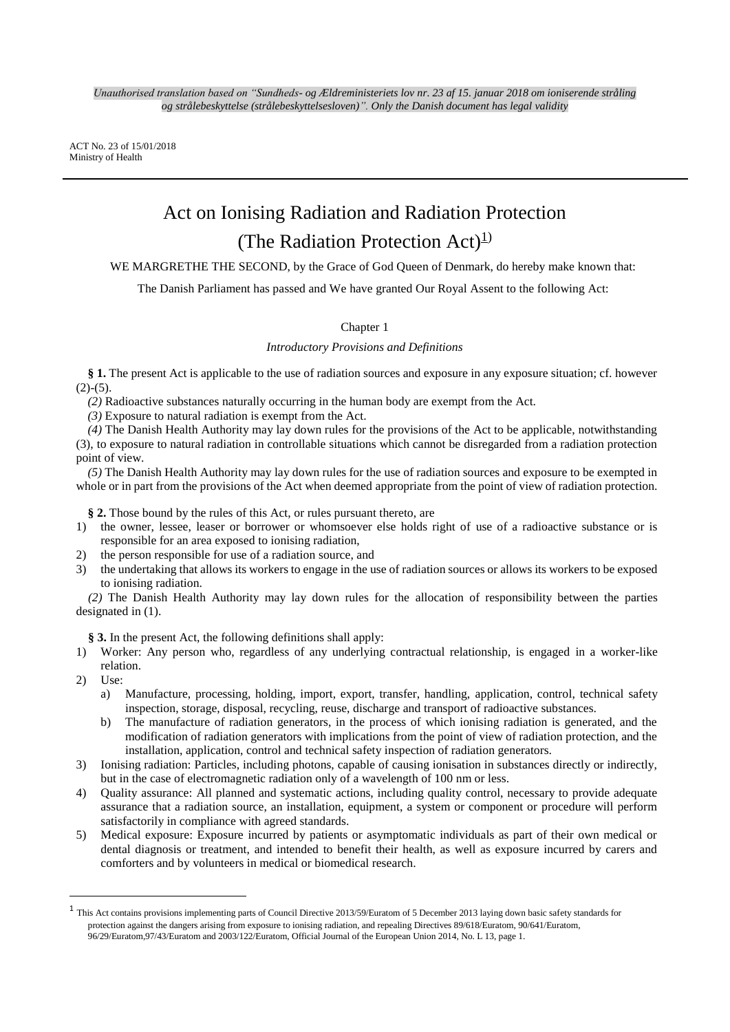*Unauthorised translation based on "Sundheds- og Ældreministeriets lov nr. 23 af 15. januar 2018 om ioniserende stråling og strålebeskyttelse (strålebeskyttelsesloven)". Only the Danish document has legal validity*

ACT No. 23 of 15/01/2018
Ministry of Health

# Act on Ionising Radiation and Radiation Protection (The Radiation Protection Act)[1)]

WE MARGRETHE THE SECOND, by the Grace of God Queen of Denmark, do hereby make known that:

The Danish Parliament has passed and We have granted Our Royal Assent to the following Act:

## Chapter 1

### *Introductory Provisions and Definitions*

**§ 1.** The present Act is applicable to the use of radiation sources and exposure in any exposure situation; cf. however (2)-(5).

*(2)* Radioactive substances naturally occurring in the human body are exempt from the Act.

*(3)* Exposure to natural radiation is exempt from the Act.

*(4)* The Danish Health Authority may lay down rules for the provisions of the Act to be applicable, notwithstanding (3), to exposure to natural radiation in controllable situations which cannot be disregarded from a radiation protection point of view.

*(5)* The Danish Health Authority may lay down rules for the use of radiation sources and exposure to be exempted in whole or in part from the provisions of the Act when deemed appropriate from the point of view of radiation protection.

**§ 2.** Those bound by the rules of this Act, or rules pursuant thereto, are

1) the owner, lessee, leaser or borrower or whomsoever else holds right of use of a radioactive substance or is responsible for an area exposed to ionising radiation,
2) the person responsible for use of a radiation source, and
3) the undertaking that allows its workers to engage in the use of radiation sources or allows its workers to be exposed to ionising radiation.

*(2)* The Danish Health Authority may lay down rules for the allocation of responsibility between the parties designated in (1).

**§ 3.** In the present Act, the following definitions shall apply:

1) Worker: Any person who, regardless of any underlying contractual relationship, is engaged in a worker-like relation.
2) Use:
   a) Manufacture, processing, holding, import, export, transfer, handling, application, control, technical safety inspection, storage, disposal, recycling, reuse, discharge and transport of radioactive substances.
   b) The manufacture of radiation generators, in the process of which ionising radiation is generated, and the modification of radiation generators with implications from the point of view of radiation protection, and the installation, application, control and technical safety inspection of radiation generators.
3) Ionising radiation: Particles, including photons, capable of causing ionisation in substances directly or indirectly, but in the case of electromagnetic radiation only of a wavelength of 100 nm or less.
4) Quality assurance: All planned and systematic actions, including quality control, necessary to provide adequate assurance that a radiation source, an installation, equipment, a system or component or procedure will perform satisfactorily in compliance with agreed standards.
5) Medical exposure: Exposure incurred by patients or asymptomatic individuals as part of their own medical or dental diagnosis or treatment, and intended to benefit their health, as well as exposure incurred by carers and comforters and by volunteers in medical or biomedical research.

---

[1] This Act contains provisions implementing parts of Council Directive 2013/59/Euratom of 5 December 2013 laying down basic safety standards for protection against the dangers arising from exposure to ionising radiation, and repealing Directives 89/618/Euratom, 90/641/Euratom, 96/29/Euratom,97/43/Euratom and 2003/122/Euratom, Official Journal of the European Union 2014, No. L 13, page 1.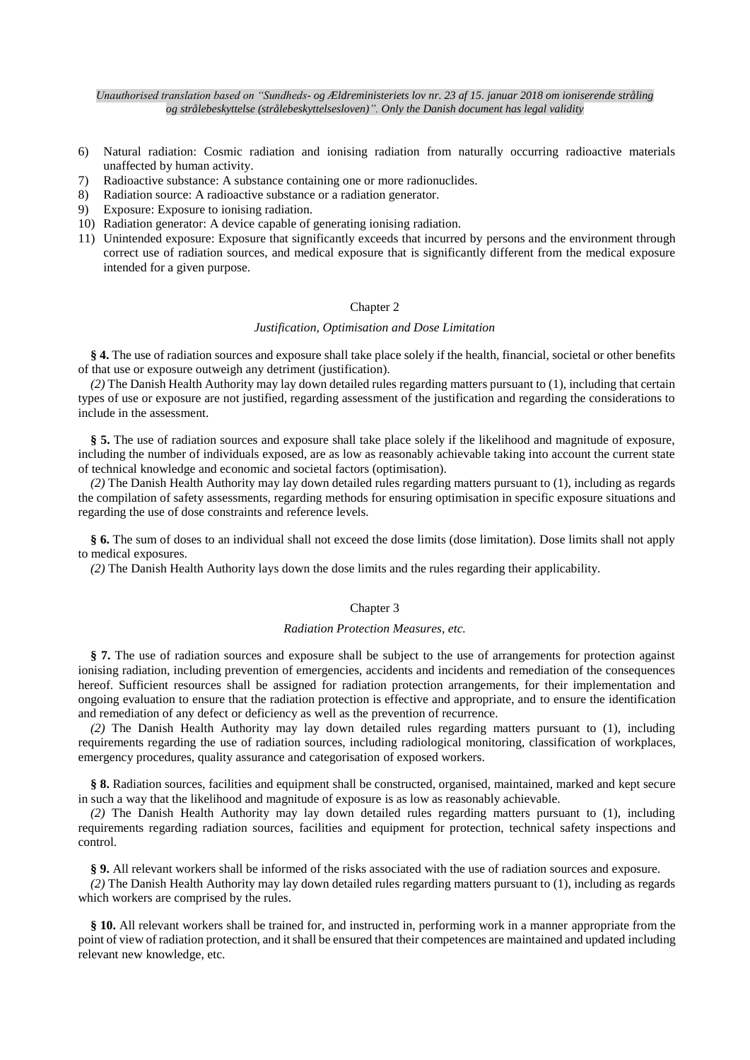6) Natural radiation: Cosmic radiation and ionising radiation from naturally occurring radioactive materials unaffected by human activity.
7) Radioactive substance: A substance containing one or more radionuclides.
8) Radiation source: A radioactive substance or a radiation generator.
9) Exposure: Exposure to ionising radiation.
10) Radiation generator: A device capable of generating ionising radiation.
11) Unintended exposure: Exposure that significantly exceeds that incurred by persons and the environment through correct use of radiation sources, and medical exposure that is significantly different from the medical exposure intended for a given purpose.

## Chapter 2

*Justification, Optimisation and Dose Limitation*

**§ 4.** The use of radiation sources and exposure shall take place solely if the health, financial, societal or other benefits of that use or exposure outweigh any detriment (justification).

*(2)* The Danish Health Authority may lay down detailed rules regarding matters pursuant to (1), including that certain types of use or exposure are not justified, regarding assessment of the justification and regarding the considerations to include in the assessment.

**§ 5.** The use of radiation sources and exposure shall take place solely if the likelihood and magnitude of exposure, including the number of individuals exposed, are as low as reasonably achievable taking into account the current state of technical knowledge and economic and societal factors (optimisation).

*(2)* The Danish Health Authority may lay down detailed rules regarding matters pursuant to (1), including as regards the compilation of safety assessments, regarding methods for ensuring optimisation in specific exposure situations and regarding the use of dose constraints and reference levels.

**§ 6.** The sum of doses to an individual shall not exceed the dose limits (dose limitation). Dose limits shall not apply to medical exposures.

*(2)* The Danish Health Authority lays down the dose limits and the rules regarding their applicability.

## Chapter 3

*Radiation Protection Measures, etc.*

**§ 7.** The use of radiation sources and exposure shall be subject to the use of arrangements for protection against ionising radiation, including prevention of emergencies, accidents and incidents and remediation of the consequences hereof. Sufficient resources shall be assigned for radiation protection arrangements, for their implementation and ongoing evaluation to ensure that the radiation protection is effective and appropriate, and to ensure the identification and remediation of any defect or deficiency as well as the prevention of recurrence.

*(2)* The Danish Health Authority may lay down detailed rules regarding matters pursuant to (1), including requirements regarding the use of radiation sources, including radiological monitoring, classification of workplaces, emergency procedures, quality assurance and categorisation of exposed workers.

**§ 8.** Radiation sources, facilities and equipment shall be constructed, organised, maintained, marked and kept secure in such a way that the likelihood and magnitude of exposure is as low as reasonably achievable.

*(2)* The Danish Health Authority may lay down detailed rules regarding matters pursuant to (1), including requirements regarding radiation sources, facilities and equipment for protection, technical safety inspections and control.

**§ 9.** All relevant workers shall be informed of the risks associated with the use of radiation sources and exposure.

*(2)* The Danish Health Authority may lay down detailed rules regarding matters pursuant to (1), including as regards which workers are comprised by the rules.

**§ 10.** All relevant workers shall be trained for, and instructed in, performing work in a manner appropriate from the point of view of radiation protection, and it shall be ensured that their competences are maintained and updated including relevant new knowledge, etc.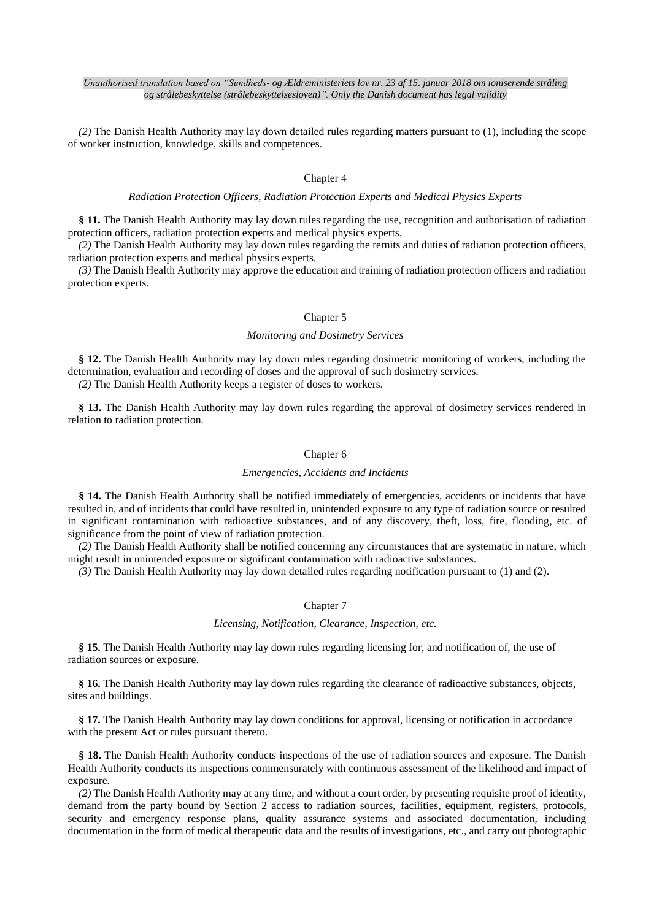*(2)* The Danish Health Authority may lay down detailed rules regarding matters pursuant to (1), including the scope of worker instruction, knowledge, skills and competences.

## Chapter 4

### *Radiation Protection Officers, Radiation Protection Experts and Medical Physics Experts*

**§ 11.** The Danish Health Authority may lay down rules regarding the use, recognition and authorisation of radiation protection officers, radiation protection experts and medical physics experts.

*(2)* The Danish Health Authority may lay down rules regarding the remits and duties of radiation protection officers, radiation protection experts and medical physics experts.

*(3)* The Danish Health Authority may approve the education and training of radiation protection officers and radiation protection experts.

## Chapter 5

### *Monitoring and Dosimetry Services*

**§ 12.** The Danish Health Authority may lay down rules regarding dosimetric monitoring of workers, including the determination, evaluation and recording of doses and the approval of such dosimetry services.

*(2)* The Danish Health Authority keeps a register of doses to workers.

**§ 13.** The Danish Health Authority may lay down rules regarding the approval of dosimetry services rendered in relation to radiation protection.

## Chapter 6

### *Emergencies, Accidents and Incidents*

**§ 14.** The Danish Health Authority shall be notified immediately of emergencies, accidents or incidents that have resulted in, and of incidents that could have resulted in, unintended exposure to any type of radiation source or resulted in significant contamination with radioactive substances, and of any discovery, theft, loss, fire, flooding, etc. of significance from the point of view of radiation protection.

*(2)* The Danish Health Authority shall be notified concerning any circumstances that are systematic in nature, which might result in unintended exposure or significant contamination with radioactive substances.

*(3)* The Danish Health Authority may lay down detailed rules regarding notification pursuant to (1) and (2).

## Chapter 7

### *Licensing, Notification, Clearance, Inspection, etc.*

**§ 15.** The Danish Health Authority may lay down rules regarding licensing for, and notification of, the use of radiation sources or exposure.

**§ 16.** The Danish Health Authority may lay down rules regarding the clearance of radioactive substances, objects, sites and buildings.

**§ 17.** The Danish Health Authority may lay down conditions for approval, licensing or notification in accordance with the present Act or rules pursuant thereto.

**§ 18.** The Danish Health Authority conducts inspections of the use of radiation sources and exposure. The Danish Health Authority conducts its inspections commensurately with continuous assessment of the likelihood and impact of exposure.

*(2)* The Danish Health Authority may at any time, and without a court order, by presenting requisite proof of identity, demand from the party bound by Section 2 access to radiation sources, facilities, equipment, registers, protocols, security and emergency response plans, quality assurance systems and associated documentation, including documentation in the form of medical therapeutic data and the results of investigations, etc., and carry out photographic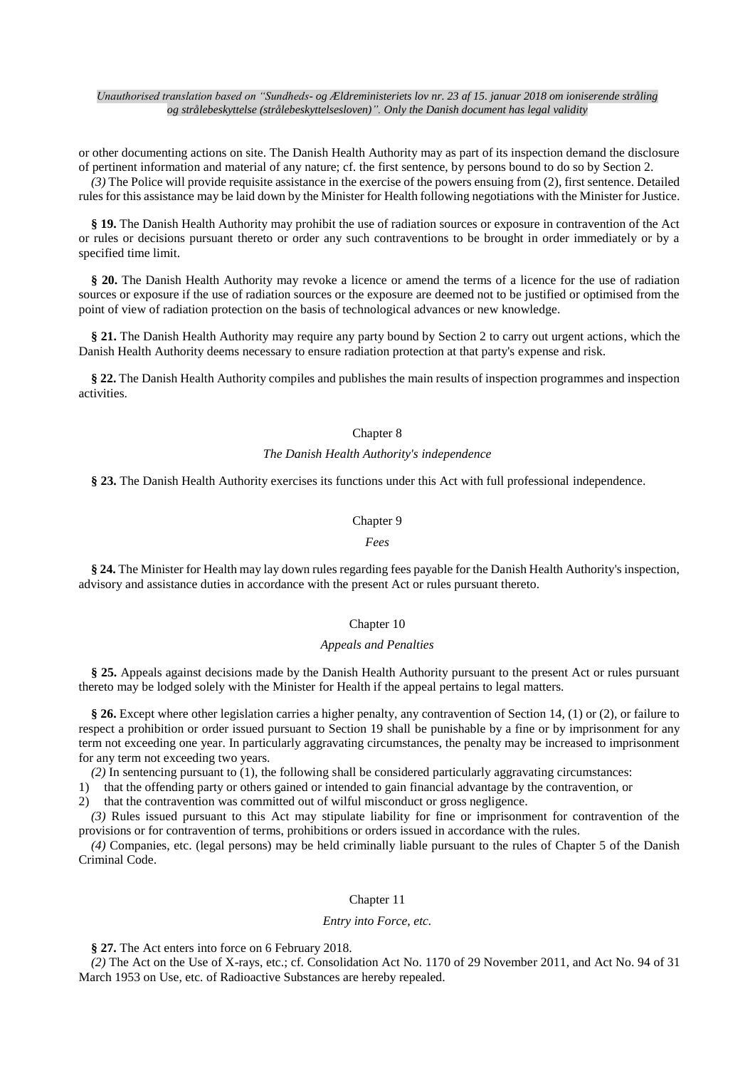or other documenting actions on site. The Danish Health Authority may as part of its inspection demand the disclosure of pertinent information and material of any nature; cf. the first sentence, by persons bound to do so by Section 2.

*(3)* The Police will provide requisite assistance in the exercise of the powers ensuing from (2), first sentence. Detailed rules for this assistance may be laid down by the Minister for Health following negotiations with the Minister for Justice.

**§ 19.** The Danish Health Authority may prohibit the use of radiation sources or exposure in contravention of the Act or rules or decisions pursuant thereto or order any such contraventions to be brought in order immediately or by a specified time limit.

**§ 20.** The Danish Health Authority may revoke a licence or amend the terms of a licence for the use of radiation sources or exposure if the use of radiation sources or the exposure are deemed not to be justified or optimised from the point of view of radiation protection on the basis of technological advances or new knowledge.

**§ 21.** The Danish Health Authority may require any party bound by Section 2 to carry out urgent actions, which the Danish Health Authority deems necessary to ensure radiation protection at that party's expense and risk.

**§ 22.** The Danish Health Authority compiles and publishes the main results of inspection programmes and inspection activities.

## Chapter 8

### *The Danish Health Authority's independence*

**§ 23.** The Danish Health Authority exercises its functions under this Act with full professional independence.

## Chapter 9

### *Fees*

**§ 24.** The Minister for Health may lay down rules regarding fees payable for the Danish Health Authority's inspection, advisory and assistance duties in accordance with the present Act or rules pursuant thereto.

## Chapter 10

### *Appeals and Penalties*

**§ 25.** Appeals against decisions made by the Danish Health Authority pursuant to the present Act or rules pursuant thereto may be lodged solely with the Minister for Health if the appeal pertains to legal matters.

**§ 26.** Except where other legislation carries a higher penalty, any contravention of Section 14, (1) or (2), or failure to respect a prohibition or order issued pursuant to Section 19 shall be punishable by a fine or by imprisonment for any term not exceeding one year. In particularly aggravating circumstances, the penalty may be increased to imprisonment for any term not exceeding two years.

*(2)* In sentencing pursuant to (1), the following shall be considered particularly aggravating circumstances:

1) that the offending party or others gained or intended to gain financial advantage by the contravention, or
2) that the contravention was committed out of wilful misconduct or gross negligence.

*(3)* Rules issued pursuant to this Act may stipulate liability for fine or imprisonment for contravention of the provisions or for contravention of terms, prohibitions or orders issued in accordance with the rules.

*(4)* Companies, etc. (legal persons) may be held criminally liable pursuant to the rules of Chapter 5 of the Danish Criminal Code.

## Chapter 11

### *Entry into Force, etc.*

**§ 27.** The Act enters into force on 6 February 2018.

*(2)* The Act on the Use of X-rays, etc.; cf. Consolidation Act No. 1170 of 29 November 2011, and Act No. 94 of 31 March 1953 on Use, etc. of Radioactive Substances are hereby repealed.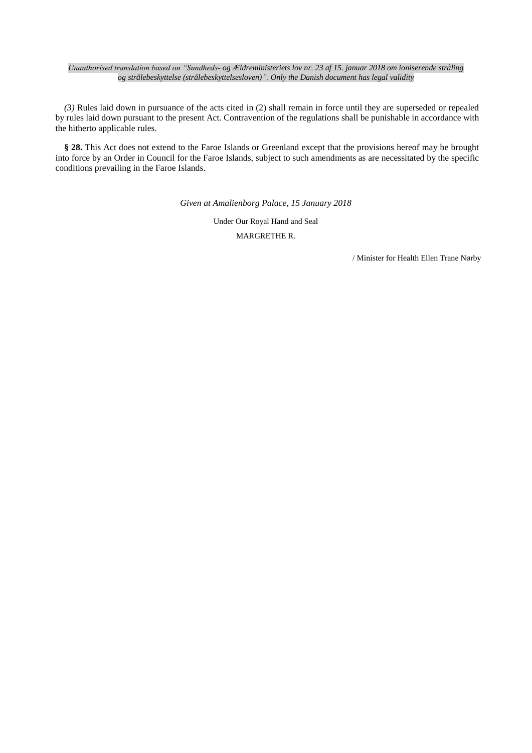*(3)* Rules laid down in pursuance of the acts cited in (2) shall remain in force until they are superseded or repealed by rules laid down pursuant to the present Act. Contravention of the regulations shall be punishable in accordance with the hitherto applicable rules.

**§ 28.** This Act does not extend to the Faroe Islands or Greenland except that the provisions hereof may be brought into force by an Order in Council for the Faroe Islands, subject to such amendments as are necessitated by the specific conditions prevailing in the Faroe Islands.

*Given at Amalienborg Palace, 15 January 2018*

Under Our Royal Hand and Seal

MARGRETHE R.

/ Minister for Health Ellen Trane Nørby